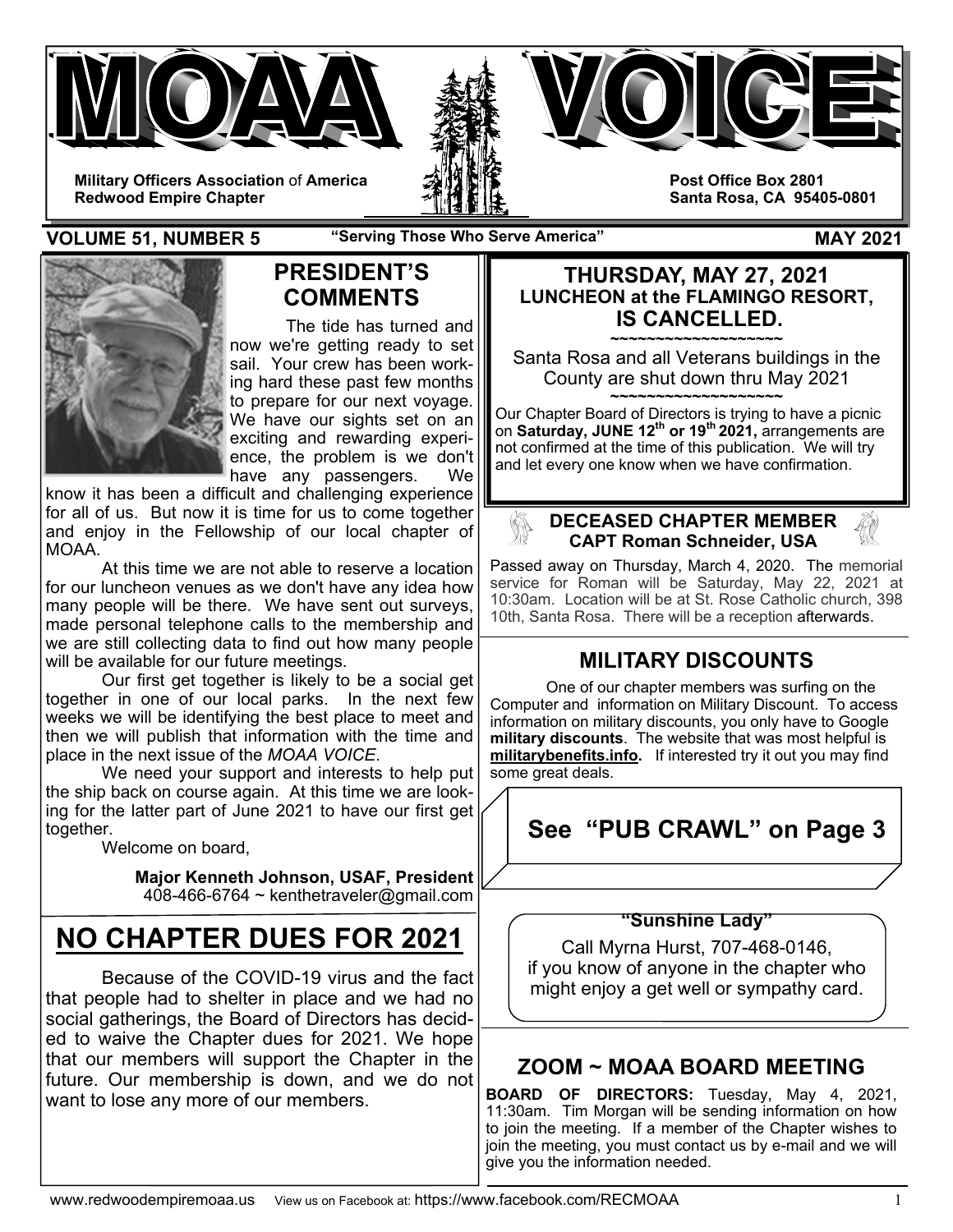# MOAA VOICE

**Military Officers Association of America**
**Redwood Empire Chapter**

**Post Office Box 2801**
**Santa Rosa, CA 95405-0801**

**VOLUME 51, NUMBER 5** — **"Serving Those Who Serve America"** — **MAY 2021**

## PRESIDENT'S COMMENTS

The tide has turned and now we're getting ready to set sail. Your crew has been working hard these past few months to prepare for our next voyage. We have our sights set on an exciting and rewarding experience, the problem is we don't have any passengers. We know it has been a difficult and challenging experience for all of us. But now it is time for us to come together and enjoy in the Fellowship of our local chapter of MOAA.

At this time we are not able to reserve a location for our luncheon venues as we don't have any idea how many people will be there. We have sent out surveys, made personal telephone calls to the membership and we are still collecting data to find out how many people will be available for our future meetings.

Our first get together is likely to be a social get together in one of our local parks. In the next few weeks we will be identifying the best place to meet and then we will publish that information with the time and place in the next issue of the *MOAA VOICE*.

We need your support and interests to help put the ship back on course again. At this time we are looking for the latter part of June 2021 to have our first get together.

Welcome on board,

**Major Kenneth Johnson, USAF, President**
408-466-6764 ~ kenthetraveler@gmail.com

## NO CHAPTER DUES FOR 2021

Because of the COVID-19 virus and the fact that people had to shelter in place and we had no social gatherings, the Board of Directors has decided to waive the Chapter dues for 2021. We hope that our members will support the Chapter in the future. Our membership is down, and we do not want to lose any more of our members.

## THURSDAY, MAY 27, 2021
### LUNCHEON at the FLAMINGO RESORT, IS CANCELLED.

~~~~~~~~~~~~~~~~~~~

Santa Rosa and all Veterans buildings in the County are shut down thru May 2021

~~~~~~~~~~~~~~~~~~~

Our Chapter Board of Directors is trying to have a picnic on **Saturday, JUNE 12th or 19th 2021,** arrangements are not confirmed at the time of this publication. We will try and let every one know when we have confirmation.

### DECEASED CHAPTER MEMBER
**CAPT Roman Schneider, USA**

Passed away on Thursday, March 4, 2020. The memorial service for Roman will be Saturday, May 22, 2021 at 10:30am. Location will be at St. Rose Catholic church, 398 10th, Santa Rosa. There will be a reception afterwards.

## MILITARY DISCOUNTS

One of our chapter members was surfing on the Computer and information on Military Discount. To access information on military discounts, you only have to Google **military discounts**. The website that was most helpful is **militarybenefits.info.** If interested try it out you may find some great deals.

**See "PUB CRAWL" on Page 3**

**"Sunshine Lady"**

Call Myrna Hurst, 707-468-0146, if you know of anyone in the chapter who might enjoy a get well or sympathy card.

## ZOOM ~ MOAA BOARD MEETING

**BOARD OF DIRECTORS:** Tuesday, May 4, 2021, 11:30am. Tim Morgan will be sending information on how to join the meeting. If a member of the Chapter wishes to join the meeting, you must contact us by e-mail and we will give you the information needed.

www.redwoodempiremoaa.us View us on Facebook at: https://www.facebook.com/RECMOAA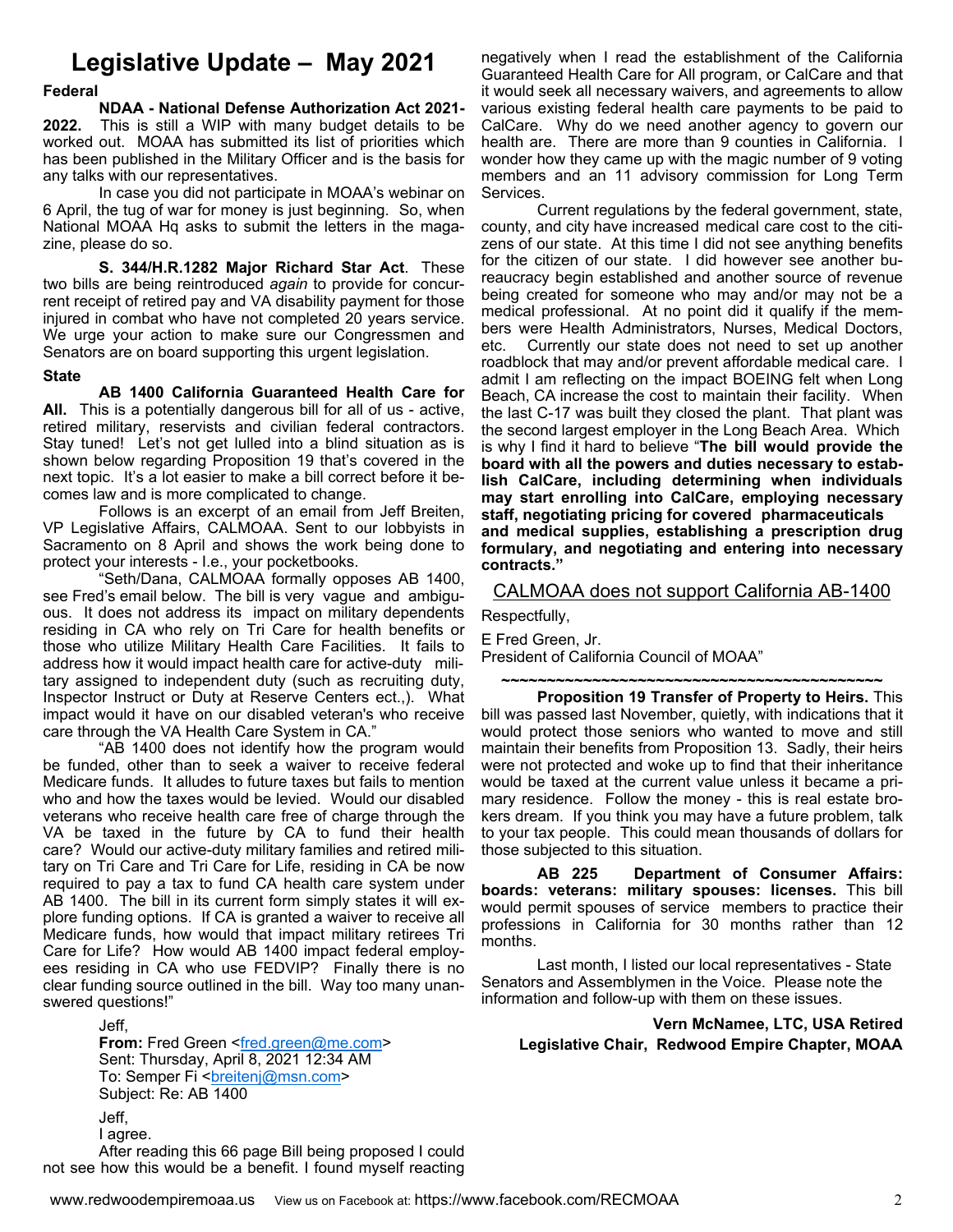# Legislative Update – May 2021

**Federal**

**NDAA - National Defense Authorization Act 2021-2022.** This is still a WIP with many budget details to be worked out. MOAA has submitted its list of priorities which has been published in the Military Officer and is the basis for any talks with our representatives.

In case you did not participate in MOAA's webinar on 6 April, the tug of war for money is just beginning. So, when National MOAA Hq asks to submit the letters in the magazine, please do so.

**S. 344/H.R.1282 Major Richard Star Act**. These two bills are being reintroduced *again* to provide for concurrent receipt of retired pay and VA disability payment for those injured in combat who have not completed 20 years service. We urge your action to make sure our Congressmen and Senators are on board supporting this urgent legislation.

**State**

**AB 1400 California Guaranteed Health Care for All.** This is a potentially dangerous bill for all of us - active, retired military, reservists and civilian federal contractors. Stay tuned! Let's not get lulled into a blind situation as is shown below regarding Proposition 19 that's covered in the next topic. It's a lot easier to make a bill correct before it becomes law and is more complicated to change.

Follows is an excerpt of an email from Jeff Breiten, VP Legislative Affairs, CALMOAA. Sent to our lobbyists in Sacramento on 8 April and shows the work being done to protect your interests - I.e., your pocketbooks.

"Seth/Dana, CALMOAA formally opposes AB 1400, see Fred's email below. The bill is very vague and ambiguous. It does not address its impact on military dependents residing in CA who rely on Tri Care for health benefits or those who utilize Military Health Care Facilities. It fails to address how it would impact health care for active-duty military assigned to independent duty (such as recruiting duty, Inspector Instruct or Duty at Reserve Centers ect.,). What impact would it have on our disabled veteran's who receive care through the VA Health Care System in CA."

"AB 1400 does not identify how the program would be funded, other than to seek a waiver to receive federal Medicare funds. It alludes to future taxes but fails to mention who and how the taxes would be levied. Would our disabled veterans who receive health care free of charge through the VA be taxed in the future by CA to fund their health care? Would our active-duty military families and retired military on Tri Care and Tri Care for Life, residing in CA be now required to pay a tax to fund CA health care system under AB 1400. The bill in its current form simply states it will explore funding options. If CA is granted a waiver to receive all Medicare funds, how would that impact military retirees Tri Care for Life? How would AB 1400 impact federal employees residing in CA who use FEDVIP? Finally there is no clear funding source outlined in the bill. Way too many unanswered questions!"

> Jeff,
> **From:** Fred Green <fred.green@me.com>
> Sent: Thursday, April 8, 2021 12:34 AM
> To: Semper Fi <breitenj@msn.com>
> Subject: Re: AB 1400

Jeff,

I agree.

After reading this 66 page Bill being proposed I could not see how this would be a benefit. I found myself reacting negatively when I read the establishment of the California Guaranteed Health Care for All program, or CalCare and that it would seek all necessary waivers, and agreements to allow various existing federal health care payments to be paid to CalCare. Why do we need another agency to govern our health are. There are more than 9 counties in California. I wonder how they came up with the magic number of 9 voting members and an 11 advisory commission for Long Term Services.

Current regulations by the federal government, state, county, and city have increased medical care cost to the citizens of our state. At this time I did not see anything benefits for the citizen of our state. I did however see another bureaucracy begin established and another source of revenue being created for someone who may and/or may not be a medical professional. At no point did it qualify if the members were Health Administrators, Nurses, Medical Doctors, etc. Currently our state does not need to set up another roadblock that may and/or prevent affordable medical care. I admit I am reflecting on the impact BOEING felt when Long Beach, CA increase the cost to maintain their facility. When the last C-17 was built they closed the plant. That plant was the second largest employer in the Long Beach Area. Which is why I find it hard to believe "**The bill would provide the board with all the powers and duties necessary to establish CalCare, including determining when individuals may start enrolling into CalCare, employing necessary staff, negotiating pricing for covered pharmaceuticals and medical supplies, establishing a prescription drug formulary, and negotiating and entering into necessary contracts.**"

<u>CALMOAA does not support California AB-1400</u>

Respectfully,

E Fred Green, Jr.
President of California Council of MOAA"

~~~~~~~~~~~~~~~~~~~~~~~~~~~~~~~~~~~~~~~~~~

**Proposition 19 Transfer of Property to Heirs.** This bill was passed last November, quietly, with indications that it would protect those seniors who wanted to move and still maintain their benefits from Proposition 13. Sadly, their heirs were not protected and woke up to find that their inheritance would be taxed at the current value unless it became a primary residence. Follow the money - this is real estate brokers dream. If you think you may have a future problem, talk to your tax people. This could mean thousands of dollars for those subjected to this situation.

**AB 225 Department of Consumer Affairs: boards: veterans: military spouses: licenses.** This bill would permit spouses of service members to practice their professions in California for 30 months rather than 12 months.

Last month, I listed our local representatives - State Senators and Assemblymen in the Voice. Please note the information and follow-up with them on these issues.

**Vern McNamee, LTC, USA Retired**
**Legislative Chair, Redwood Empire Chapter, MOAA**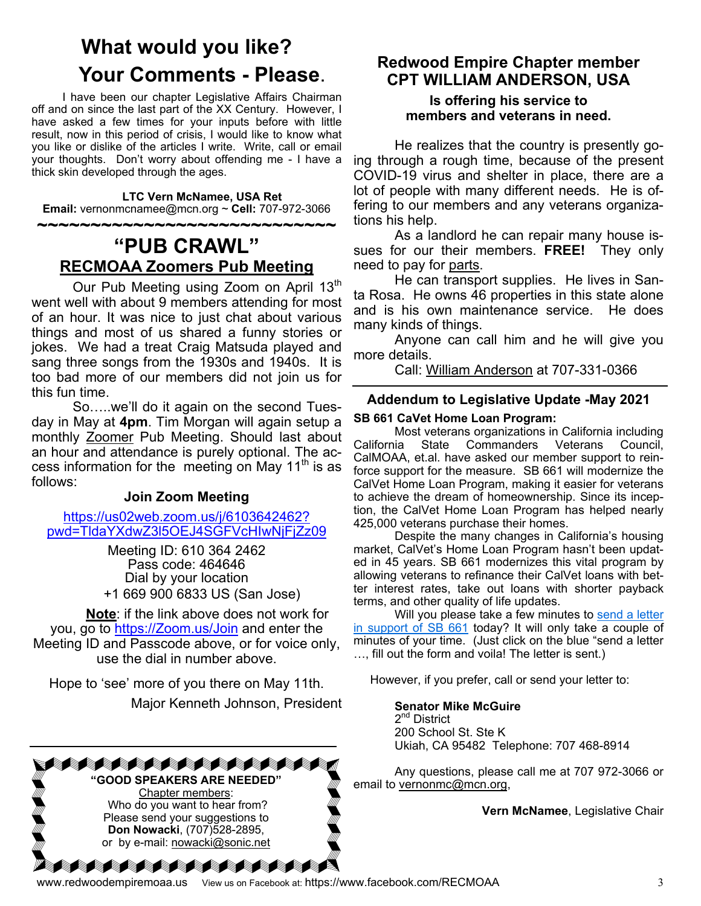# What would you like? Your Comments - Please.

I have been our chapter Legislative Affairs Chairman off and on since the last part of the XX Century. However, I have asked a few times for your inputs before with little result, now in this period of crisis, I would like to know what you like or dislike of the articles I write. Write, call or email your thoughts. Don't worry about offending me - I have a thick skin developed through the ages.

**LTC Vern McNamee, USA Ret**
**Email:** vernonmcnamee@mcn.org ~ **Cell:** 707-972-3066

~~~~~~~~~~~~~~~~~~~~~~~~~~~~~

# "PUB CRAWL"

## RECMOAA Zoomers Pub Meeting

Our Pub Meeting using Zoom on April 13th went well with about 9 members attending for most of an hour. It was nice to just chat about various things and most of us shared a funny stories or jokes. We had a treat Craig Matsuda played and sang three songs from the 1930s and 1940s. It is too bad more of our members did not join us for this fun time.

So…..we'll do it again on the second Tuesday in May at **4pm**. Tim Morgan will again setup a monthly Zoomer Pub Meeting. Should last about an hour and attendance is purely optional. The access information for the meeting on May 11th is as follows:

**Join Zoom Meeting**

https://us02web.zoom.us/j/6103642462?pwd=TldaYXdwZ3l5OEJ4SGFVcHIwNjFjZz09

Meeting ID: 610 364 2462
Pass code: 464646
Dial by your location
+1 669 900 6833 US (San Jose)

**Note**: if the link above does not work for you, go to https://Zoom.us/Join and enter the Meeting ID and Passcode above, or for voice only, use the dial in number above.

Hope to 'see' more of you there on May 11th.

Major Kenneth Johnson, President

**"GOOD SPEAKERS ARE NEEDED"**
Chapter members:
Who do you want to hear from?
Please send your suggestions to **Don Nowacki**, (707)528-2895, or by e-mail: nowacki@sonic.net

## Redwood Empire Chapter member CPT WILLIAM ANDERSON, USA

### Is offering his service to members and veterans in need.

He realizes that the country is presently going through a rough time, because of the present COVID-19 virus and shelter in place, there are a lot of people with many different needs. He is offering to our members and any veterans organizations his help.

As a landlord he can repair many house issues for our their members. **FREE!** They only need to pay for parts.

He can transport supplies. He lives in Santa Rosa. He owns 46 properties in this state alone and is his own maintenance service. He does many kinds of things.

Anyone can call him and he will give you more details.

Call: William Anderson at 707-331-0366

## Addendum to Legislative Update -May 2021

**SB 661 CaVet Home Loan Program:**

Most veterans organizations in California including California State Commanders Veterans Council, CalMOAA, et.al. have asked our member support to reinforce support for the measure. SB 661 will modernize the CalVet Home Loan Program, making it easier for veterans to achieve the dream of homeownership. Since its inception, the CalVet Home Loan Program has helped nearly 425,000 veterans purchase their homes.

Despite the many changes in California's housing market, CalVet's Home Loan Program hasn't been updated in 45 years. SB 661 modernizes this vital program by allowing veterans to refinance their CalVet loans with better interest rates, take out loans with shorter payback terms, and other quality of life updates.

Will you please take a few minutes to send a letter in support of SB 661 today? It will only take a couple of minutes of your time. (Just click on the blue "send a letter …, fill out the form and voila! The letter is sent.)

However, if you prefer, call or send your letter to:

**Senator Mike McGuire**
2nd District
200 School St. Ste K
Ukiah, CA 95482 Telephone: 707 468-8914

Any questions, please call me at 707 972-3066 or email to vernonmc@mcn.org,

**Vern McNamee**, Legislative Chair

www.redwoodempiremoaa.us View us on Facebook at: https://www.facebook.com/RECMOAA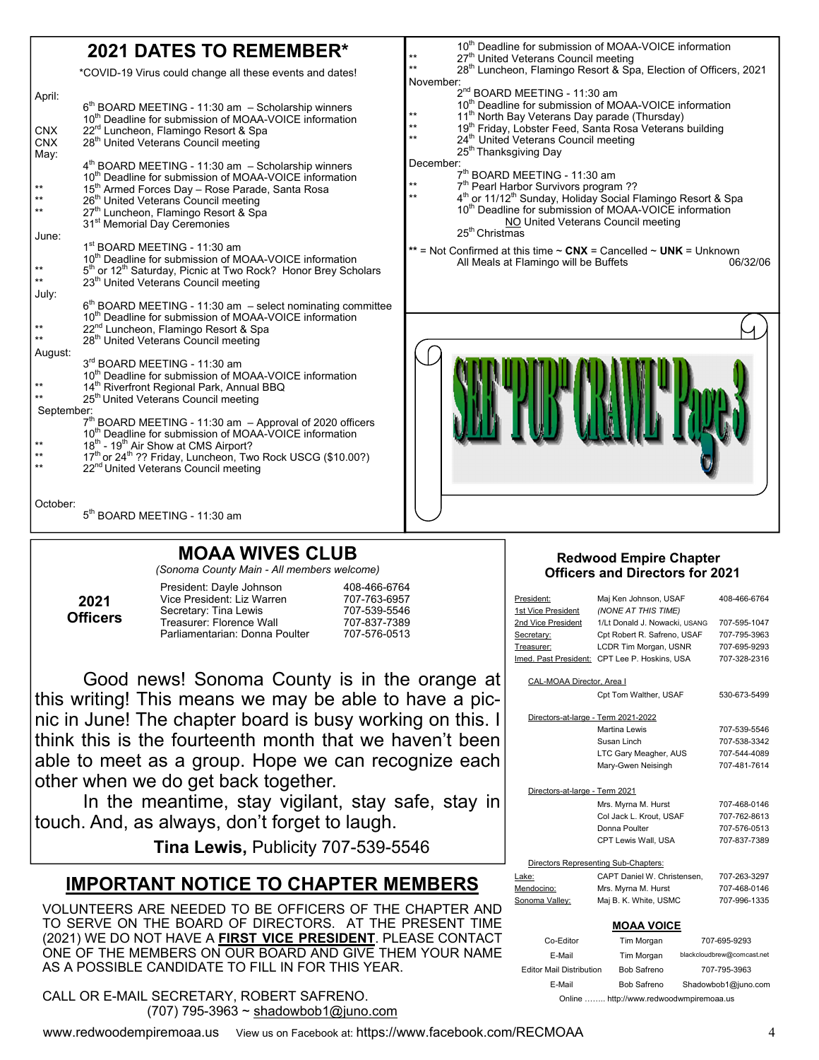## 2021 DATES TO REMEMBER*

*COVID-19 Virus could change all these events and dates!

April:
- 6th BOARD MEETING - 11:30 am – Scholarship winners
- 10th Deadline for submission of MOAA-VOICE information
- CNX 22nd Luncheon, Flamingo Resort & Spa
- CNX 28th United Veterans Council meeting

May:
- 4th BOARD MEETING - 11:30 am – Scholarship winners
- 10th Deadline for submission of MOAA-VOICE information
- ** 15th Armed Forces Day – Rose Parade, Santa Rosa
- ** 26th United Veterans Council meeting
- ** 27th Luncheon, Flamingo Resort & Spa
- 31st Memorial Day Ceremonies

June:
- 1st BOARD MEETING - 11:30 am
- 10th Deadline for submission of MOAA-VOICE information
- ** 5th or 12th Saturday, Picnic at Two Rock? Honor Brey Scholars
- ** 23th United Veterans Council meeting

July:
- 6th BOARD MEETING - 11:30 am – select nominating committee
- 10th Deadline for submission of MOAA-VOICE information
- ** 22nd Luncheon, Flamingo Resort & Spa
- ** 28th United Veterans Council meeting

August:
- 3rd BOARD MEETING - 11:30 am
- 10th Deadline for submission of MOAA-VOICE information
- ** 14th Riverfront Regional Park, Annual BBQ
- ** 25th United Veterans Council meeting

September:
- 7th BOARD MEETING - 11:30 am – Approval of 2020 officers
- 10th Deadline for submission of MOAA-VOICE information
- ** 18th - 19th Air Show at CMS Airport?
- ** 17th or 24th ?? Friday, Luncheon, Two Rock USCG ($10.00?)
- ** 22nd United Veterans Council meeting

October:
- 5th BOARD MEETING - 11:30 am
- 10th Deadline for submission of MOAA-VOICE information
- ** 27th United Veterans Council meeting
- ** 28th Luncheon, Flamingo Resort & Spa, Election of Officers, 2021

November:
- 2nd BOARD MEETING - 11:30 am
- 10th Deadline for submission of MOAA-VOICE information
- ** 11th North Bay Veterans Day parade (Thursday)
- ** 19th Friday, Lobster Feed, Santa Rosa Veterans building
- ** 24th United Veterans Council meeting
- 25th Thanksgiving Day

December:
- 7th BOARD MEETING - 11:30 am
- ** 7th Pearl Harbor Survivors program ??
- ** 4th or 11/12th Sunday, Holiday Social Flamingo Resort & Spa
- 10th Deadline for submission of MOAA-VOICE information
- NO United Veterans Council meeting
- 25th Christmas

** = Not Confirmed at this time ~ **CNX** = Cancelled ~ **UNK** = Unknown
All Meals at Flamingo will be Buffets 06/32/06

SEE "PUB" CRAWL" Page 3

## MOAA WIVES CLUB

*(Sonoma County Main - All members welcome)*

**2021 Officers**

| | |
|---|---|
| President: Dayle Johnson | 408-466-6764 |
| Vice President: Liz Warren | 707-763-6957 |
| Secretary: Tina Lewis | 707-539-5546 |
| Treasurer: Florence Wall | 707-837-7389 |
| Parliamentarian: Donna Poulter | 707-576-0513 |

Good news! Sonoma County is in the orange at this writing! This means we may be able to have a picnic in June! The chapter board is busy working on this. I think this is the fourteenth month that we haven't been able to meet as a group. Hope we can recognize each other when we do get back together.

In the meantime, stay vigilant, stay safe, stay in touch. And, as always, don't forget to laugh.

**Tina Lewis,** Publicity 707-539-5546

## IMPORTANT NOTICE TO CHAPTER MEMBERS

VOLUNTEERS ARE NEEDED TO BE OFFICERS OF THE CHAPTER AND TO SERVE ON THE BOARD OF DIRECTORS. AT THE PRESENT TIME (2021) WE DO NOT HAVE A **FIRST VICE PRESIDENT**. PLEASE CONTACT ONE OF THE MEMBERS ON OUR BOARD AND GIVE THEM YOUR NAME AS A POSSIBLE CANDIDATE TO FILL IN FOR THIS YEAR.

CALL OR E-MAIL SECRETARY, ROBERT SAFRENO.
(707) 795-3963 ~ shadowbob1@juno.com

### Redwood Empire Chapter Officers and Directors for 2021

| | | |
|---|---|---|
| President: | Maj Ken Johnson, USAF | 408-466-6764 |
| 1st Vice President | *(NONE AT THIS TIME)* | |
| 2nd Vice President | 1/Lt Donald J. Nowacki, USANG | 707-595-1047 |
| Secretary: | Cpt Robert R. Safreno, USAF | 707-795-3963 |
| Treasurer: | LCDR Tim Morgan, USNR | 707-695-9293 |
| Imed. Past President: | CPT Lee P. Hoskins, USA | 707-328-2316 |
| CAL-MOAA Director, Area I | | |
| | Cpt Tom Walther, USAF | 530-673-5499 |
| Directors-at-large - Term 2021-2022 | | |
| | Martina Lewis | 707-539-5546 |
| | Susan Linch | 707-538-3342 |
| | LTC Gary Meagher, AUS | 707-544-4089 |
| | Mary-Gwen Neisingh | 707-481-7614 |
| Directors-at-large - Term 2021 | | |
| | Mrs. Myrna M. Hurst | 707-468-0146 |
| | Col Jack L. Krout, USAF | 707-762-8613 |
| | Donna Poulter | 707-576-0513 |
| | CPT Lewis Wall, USA | 707-837-7389 |
| Directors Representing Sub-Chapters: | | |
| Lake: | CAPT Daniel W. Christensen, | 707-263-3297 |
| Mendocino: | Mrs. Myrna M. Hurst | 707-468-0146 |
| Sonoma Valley: | Maj B. K. White, USMC | 707-996-1335 |

### MOAA VOICE

| | | |
|---|---|---|
| Co-Editor | Tim Morgan | 707-695-9293 |
| E-Mail | Tim Morgan | blackcloudbrew@comcast.net |
| Editor Mail Distribution | Bob Safreno | 707-795-3963 |
| E-Mail | Bob Safreno | Shadowbob1@juno.com |

Online …….. http://www.redwoodwmpiremoaa.us

www.redwoodempiremoaa.us View us on Facebook at: https://www.facebook.com/RECMOAA